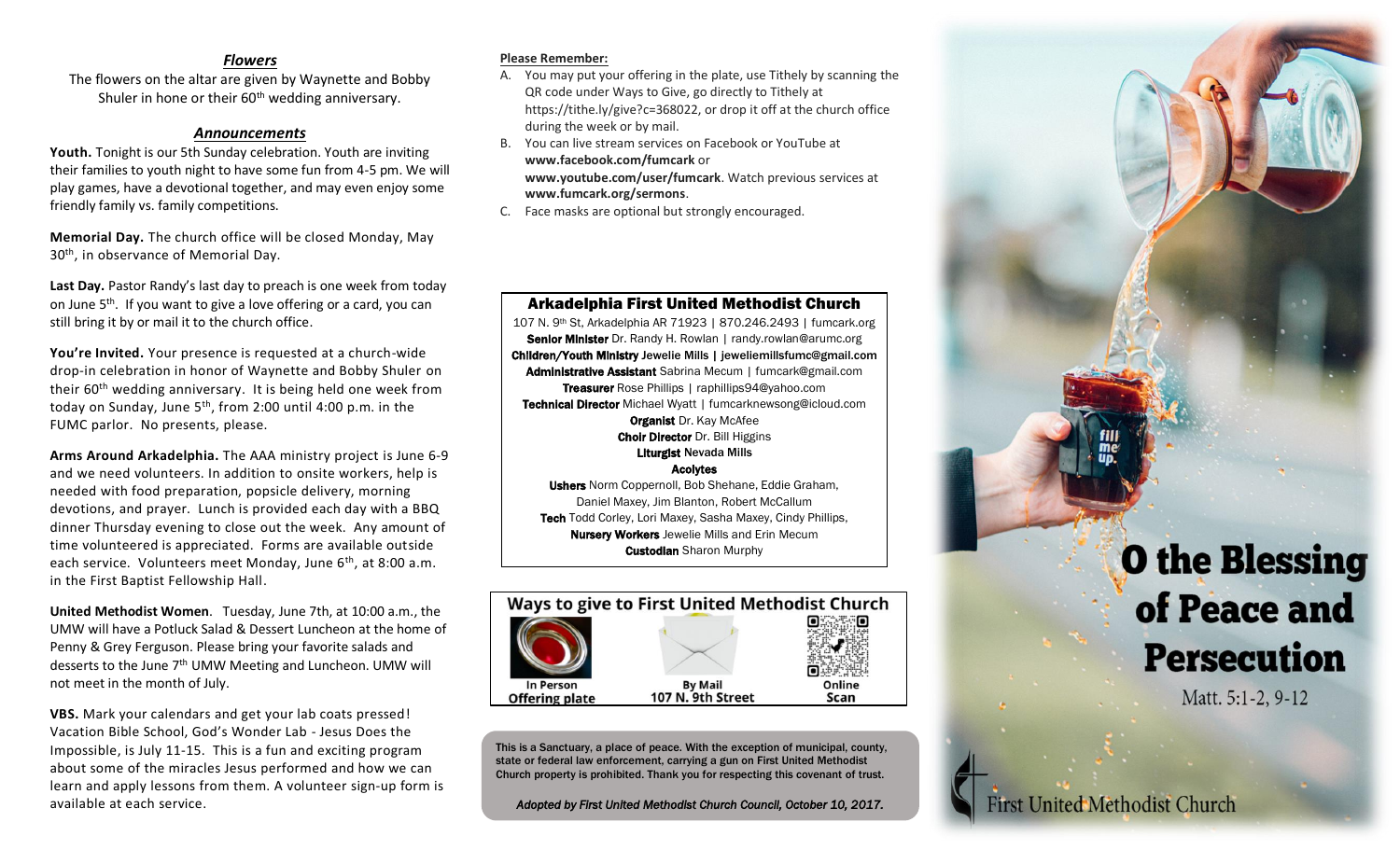### *Flowers*

The flowers on the altar are given by Waynette and Bobby Shuler in hone or their 60th wedding anniversary.

### *Announcements*

**Youth.** Tonight is our 5th Sunday celebration. Youth are inviting their families to youth night to have some fun from 4-5 pm. We will play games, have a devotional together, and may even enjoy some friendly family vs. family competitions.

**Memorial Day.** The church office will be closed Monday, May 30th, in observance of Memorial Day.

**Last Day.** Pastor Randy's last day to preach is one week from today on June 5th. If you want to give a love offering or a card, you can still bring it by or mail it to the church office.

**You're Invited.** Your presence is requested at a church-wide drop-in celebration in honor of Waynette and Bobby Shuler on their 60th wedding anniversary. It is being held one week from today on Sunday, June 5th, from 2:00 until 4:00 p.m. in the FUMC parlor. No presents, please.

**Arms Around Arkadelphia.** The AAA ministry project is June 6-9 and we need volunteers. In addition to onsite workers, help is needed with food preparation, popsicle delivery, morning devotions, and prayer. Lunch is provided each day with a BBQ dinner Thursday evening to close out the week. Any amount of time volunteered is appreciated. Forms are available outside each service. Volunteers meet Monday, June 6th, at 8:00 a.m. in the First Baptist Fellowship Hall.

**United Methodist Women**. Tuesday, June 7th, at 10:00 a.m., the UMW will have a Potluck Salad & Dessert Luncheon at the home of Penny & Grey Ferguson. Please bring your favorite salads and desserts to the June 7th UMW Meeting and Luncheon. UMW will not meet in the month of July.

**VBS.** Mark your calendars and get your lab coats pressed! Vacation Bible School, God's Wonder Lab - Jesus Does the Impossible, is July 11-15. This is a fun and exciting program about some of the miracles Jesus performed and how we can learn and apply lessons from them. A volunteer sign-up form is available at each service.

**Please Remember:**

A. You may put your offering in the plate, use Tithely by scanning the QR code under Ways to Give, go directly to Tithely at https://tithe.ly/give?c=368022, or drop it off at the church office during the week or by mail.
B. You can live stream services on Facebook or YouTube at **www.facebook.com/fumcark** or **www.youtube.com/user/fumcark**. Watch previous services at **www.fumcark.org/sermons**.
C. Face masks are optional but strongly encouraged.

**Arkadelphia First United Methodist Church**
107 N. 9th St, Arkadelphia AR 71923 | 870.246.2493 | fumcark.org
**Senior Minister** Dr. Randy H. Rowlan | randy.rowlan@arumc.org
**Children/Youth Ministry** Jewelie Mills | jeweliemillsfumc@gmail.com
**Administrative Assistant** Sabrina Mecum | fumcark@gmail.com
**Treasurer** Rose Phillips | raphillips94@yahoo.com
**Technical Director** Michael Wyatt | fumcarknewsong@icloud.com
**Organist** Dr. Kay McAfee
**Choir Director** Dr. Bill Higgins
**Liturgist** Nevada Mills
**Acolytes**
**Ushers** Norm Coppernoll, Bob Shehane, Eddie Graham, Daniel Maxey, Jim Blanton, Robert McCallum
**Tech** Todd Corley, Lori Maxey, Sasha Maxey, Cindy Phillips,
**Nursery Workers** Jewelie Mills and Erin Mecum
**Custodian** Sharon Murphy

**Ways to give to First United Methodist Church**

| In Person Offering plate | By Mail 107 N. 9th Street | Online Scan |
|---|---|---|

**This is a Sanctuary, a place of peace. With the exception of municipal, county, state or federal law enforcement, carrying a gun on First United Methodist Church property is prohibited. Thank you for respecting this covenant of trust.**

***Adopted by First United Methodist Church Council, October 10, 2017.***

# O the Blessing of Peace and Persecution

Matt. 5:1-2, 9-12

First United Methodist Church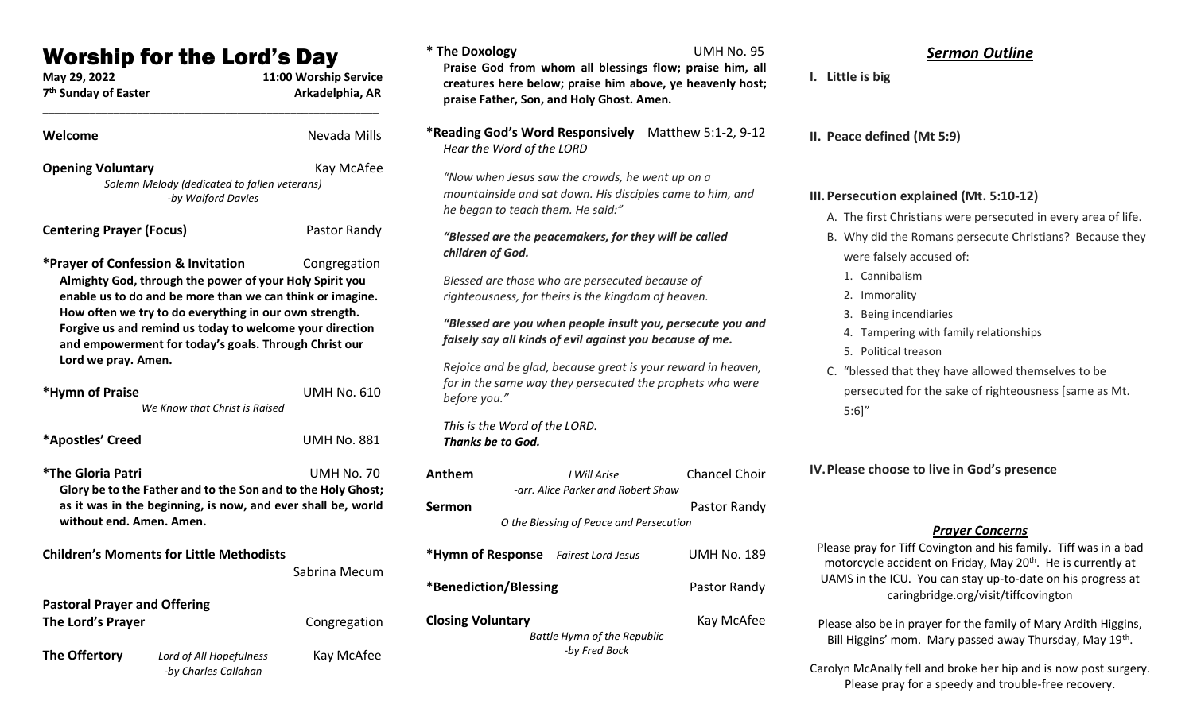# Worship for the Lord's Day

**May 29, 2022** — **11:00 Worship Service**

**7th Sunday of Easter** — **Arkadelphia, AR**

---

**Welcome** — Nevada Mills

**Opening Voluntary** — Kay McAfee

*Solemn Melody (dedicated to fallen veterans)*
*-by Walford Davies*

**Centering Prayer (Focus)** — Pastor Randy

**\*Prayer of Confession & Invitation** — Congregation

**Almighty God, through the power of your Holy Spirit you enable us to do and be more than we can think or imagine. How often we try to do everything in our own strength. Forgive us and remind us today to welcome your direction and empowerment for today's goals. Through Christ our Lord we pray. Amen.**

**\*Hymn of Praise** — UMH No. 610

*We Know that Christ is Raised*

**\*Apostles' Creed** — UMH No. 881

**\*The Gloria Patri** — UMH No. 70

**Glory be to the Father and to the Son and to the Holy Ghost; as it was in the beginning, is now, and ever shall be, world without end. Amen. Amen.**

**Children's Moments for Little Methodists** — Sabrina Mecum

**Pastoral Prayer and Offering**

**The Lord's Prayer** — Congregation

**The Offertory** — *Lord of All Hopefulness* *-by Charles Callahan* — Kay McAfee

**\* The Doxology** — UMH No. 95

**Praise God from whom all blessings flow; praise him, all creatures here below; praise him above, ye heavenly host; praise Father, Son, and Holy Ghost. Amen.**

**\*Reading God's Word Responsively** — Matthew 5:1-2, 9-12

*Hear the Word of the LORD*

*"Now when Jesus saw the crowds, he went up on a mountainside and sat down. His disciples came to him, and he began to teach them. He said:"*

***"Blessed are the peacemakers, for they will be called children of God.***

*Blessed are those who are persecuted because of righteousness, for theirs is the kingdom of heaven.*

***"Blessed are you when people insult you, persecute you and falsely say all kinds of evil against you because of me.***

*Rejoice and be glad, because great is your reward in heaven, for in the same way they persecuted the prophets who were before you."*

*This is the Word of the LORD.*
***Thanks be to God.***

**Anthem** — *I Will Arise* *-arr. Alice Parker and Robert Shaw* — Chancel Choir

**Sermon** — Pastor Randy

*O the Blessing of Peace and Persecution*

**\*Hymn of Response** — *Fairest Lord Jesus* — UMH No. 189

**\*Benediction/Blessing** — Pastor Randy

**Closing Voluntary** — Kay McAfee

*Battle Hymn of the Republic*
*-by Fred Bock*

## *Sermon Outline*

**I. Little is big**

**II. Peace defined (Mt 5:9)**

**III. Persecution explained (Mt. 5:10-12)**

A. The first Christians were persecuted in every area of life.

B. Why did the Romans persecute Christians? Because they were falsely accused of:

1. Cannibalism
2. Immorality
3. Being incendiaries
4. Tampering with family relationships
5. Political treason

C. "blessed that they have allowed themselves to be persecuted for the sake of righteousness [same as Mt. 5:6]"

**IV. Please choose to live in God's presence**

## *Prayer Concerns*

Please pray for Tiff Covington and his family. Tiff was in a bad motorcycle accident on Friday, May 20th. He is currently at UAMS in the ICU. You can stay up-to-date on his progress at caringbridge.org/visit/tiffcovington

Please also be in prayer for the family of Mary Ardith Higgins, Bill Higgins' mom. Mary passed away Thursday, May 19th.

Carolyn McAnally fell and broke her hip and is now post surgery. Please pray for a speedy and trouble-free recovery.